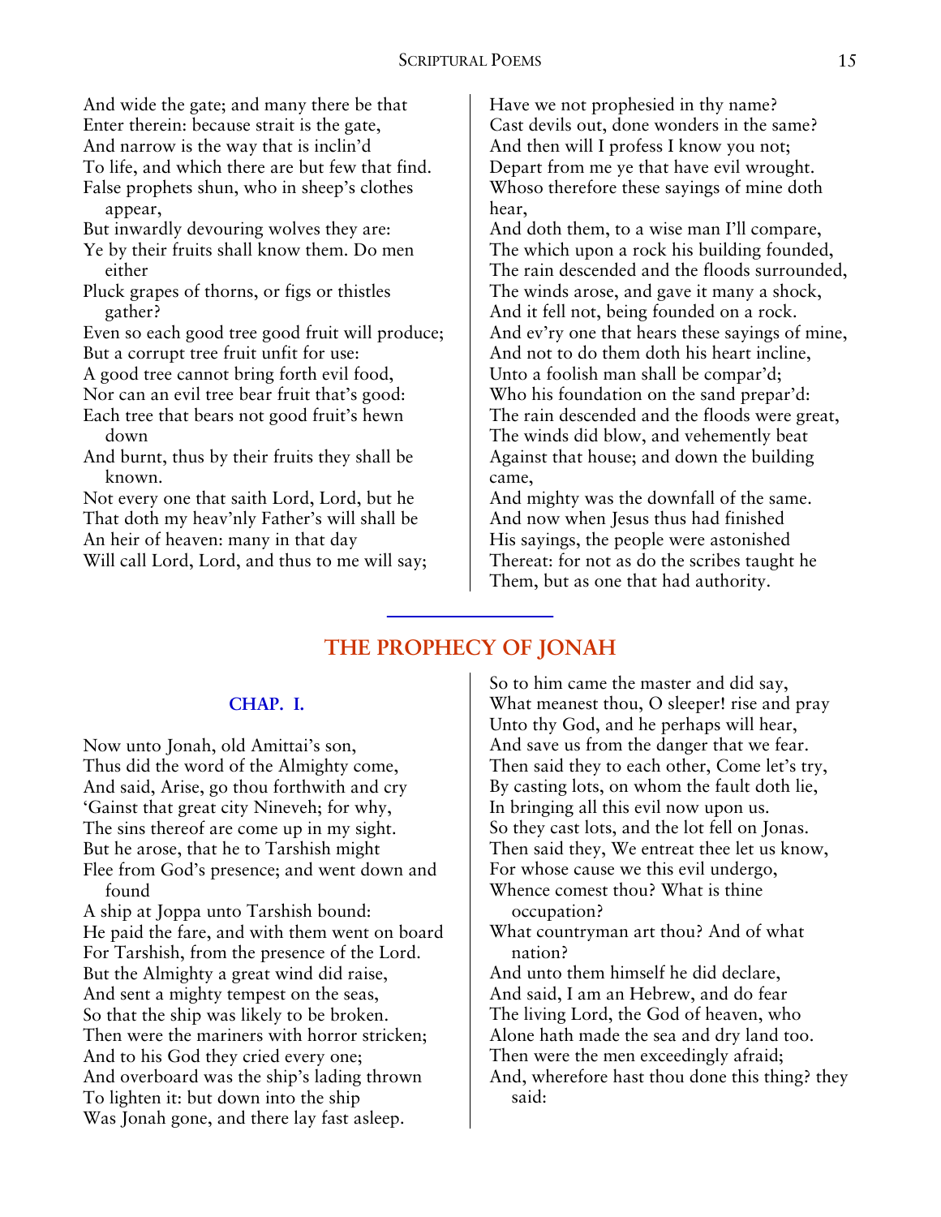And wide the gate; and many there be that
Enter therein: because strait is the gate,
And narrow is the way that is inclin'd
To life, and which there are but few that find.
False prophets shun, who in sheep's clothes appear,
But inwardly devouring wolves they are:
Ye by their fruits shall know them. Do men either
Pluck grapes of thorns, or figs or thistles gather?
Even so each good tree good fruit will produce;
But a corrupt tree fruit unfit for use:
A good tree cannot bring forth evil food,
Nor can an evil tree bear fruit that's good:
Each tree that bears not good fruit's hewn down
And burnt, thus by their fruits they shall be known.
Not every one that saith Lord, Lord, but he
That doth my heav'nly Father's will shall be
An heir of heaven: many in that day
Will call Lord, Lord, and thus to me will say;
Have we not prophesied in thy name?
Cast devils out, done wonders in the same?
And then will I profess I know you not;
Depart from me ye that have evil wrought.
Whoso therefore these sayings of mine doth hear,
And doth them, to a wise man I'll compare,
The which upon a rock his building founded,
The rain descended and the floods surrounded,
The winds arose, and gave it many a shock,
And it fell not, being founded on a rock.
And ev'ry one that hears these sayings of mine,
And not to do them doth his heart incline,
Unto a foolish man shall be compar'd;
Who his foundation on the sand prepar'd:
The rain descended and the floods were great,
The winds did blow, and vehemently beat
Against that house; and down the building came,
And mighty was the downfall of the same.
And now when Jesus thus had finished
His sayings, the people were astonished
Thereat: for not as do the scribes taught he
Them, but as one that had authority.

---

# THE PROPHECY OF JONAH

### CHAP. I.

Now unto Jonah, old Amittai's son,
Thus did the word of the Almighty come,
And said, Arise, go thou forthwith and cry
'Gainst that great city Nineveh; for why,
The sins thereof are come up in my sight.
But he arose, that he to Tarshish might
Flee from God's presence; and went down and found
A ship at Joppa unto Tarshish bound:
He paid the fare, and with them went on board
For Tarshish, from the presence of the Lord.
But the Almighty a great wind did raise,
And sent a mighty tempest on the seas,
So that the ship was likely to be broken.
Then were the mariners with horror stricken;
And to his God they cried every one;
And overboard was the ship's lading thrown
To lighten it: but down into the ship
Was Jonah gone, and there lay fast asleep.
So to him came the master and did say,
What meanest thou, O sleeper! rise and pray
Unto thy God, and he perhaps will hear,
And save us from the danger that we fear.
Then said they to each other, Come let's try,
By casting lots, on whom the fault doth lie,
In bringing all this evil now upon us.
So they cast lots, and the lot fell on Jonas.
Then said they, We entreat thee let us know,
For whose cause we this evil undergo,
Whence comest thou? What is thine occupation?
What countryman art thou? And of what nation?
And unto them himself he did declare,
And said, I am an Hebrew, and do fear
The living Lord, the God of heaven, who
Alone hath made the sea and dry land too.
Then were the men exceedingly afraid;
And, wherefore hast thou done this thing? they said: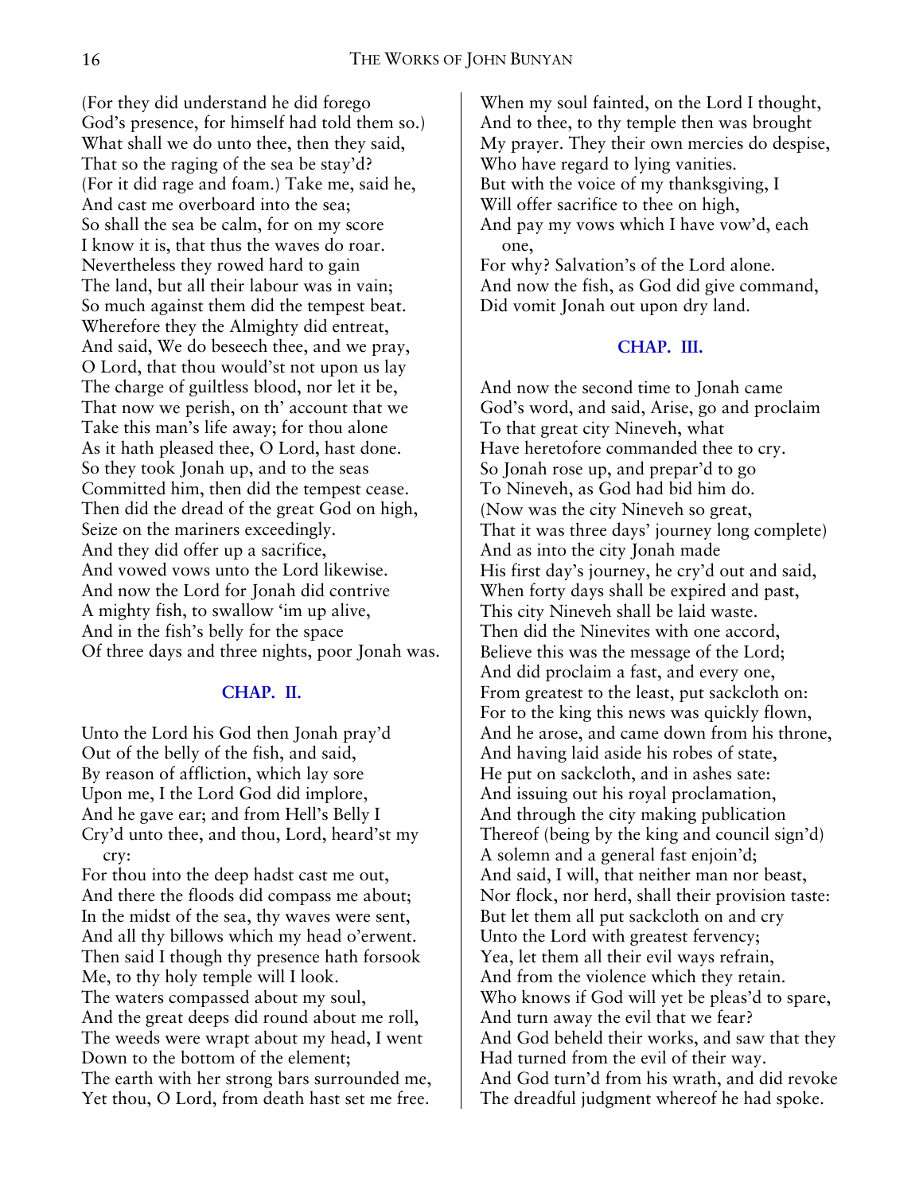(For they did understand he did forego
God's presence, for himself had told them so.)
What shall we do unto thee, then they said,
That so the raging of the sea be stay'd?
(For it did rage and foam.) Take me, said he,
And cast me overboard into the sea;
So shall the sea be calm, for on my score
I know it is, that thus the waves do roar.
Nevertheless they rowed hard to gain
The land, but all their labour was in vain;
So much against them did the tempest beat.
Wherefore they the Almighty did entreat,
And said, We do beseech thee, and we pray,
O Lord, that thou would'st not upon us lay
The charge of guiltless blood, nor let it be,
That now we perish, on th' account that we
Take this man's life away; for thou alone
As it hath pleased thee, O Lord, hast done.
So they took Jonah up, and to the seas
Committed him, then did the tempest cease.
Then did the dread of the great God on high,
Seize on the mariners exceedingly.
And they did offer up a sacrifice,
And vowed vows unto the Lord likewise.
And now the Lord for Jonah did contrive
A mighty fish, to swallow 'im up alive,
And in the fish's belly for the space
Of three days and three nights, poor Jonah was.

## CHAP. II.

Unto the Lord his God then Jonah pray'd
Out of the belly of the fish, and said,
By reason of affliction, which lay sore
Upon me, I the Lord God did implore,
And he gave ear; and from Hell's Belly I
Cry'd unto thee, and thou, Lord, heard'st my cry:
For thou into the deep hadst cast me out,
And there the floods did compass me about;
In the midst of the sea, thy waves were sent,
And all thy billows which my head o'erwent.
Then said I though thy presence hath forsook
Me, to thy holy temple will I look.
The waters compassed about my soul,
And the great deeps did round about me roll,
The weeds were wrapt about my head, I went
Down to the bottom of the element;
The earth with her strong bars surrounded me,
Yet thou, O Lord, from death hast set me free.
When my soul fainted, on the Lord I thought,
And to thee, to thy temple then was brought
My prayer. They their own mercies do despise,
Who have regard to lying vanities.
But with the voice of my thanksgiving, I
Will offer sacrifice to thee on high,
And pay my vows which I have vow'd, each one,
For why? Salvation's of the Lord alone.
And now the fish, as God did give command,
Did vomit Jonah out upon dry land.

## CHAP. III.

And now the second time to Jonah came
God's word, and said, Arise, go and proclaim
To that great city Nineveh, what
Have heretofore commanded thee to cry.
So Jonah rose up, and prepar'd to go
To Nineveh, as God had bid him do.
(Now was the city Nineveh so great,
That it was three days' journey long complete)
And as into the city Jonah made
His first day's journey, he cry'd out and said,
When forty days shall be expired and past,
This city Nineveh shall be laid waste.
Then did the Ninevites with one accord,
Believe this was the message of the Lord;
And did proclaim a fast, and every one,
From greatest to the least, put sackcloth on:
For to the king this news was quickly flown,
And he arose, and came down from his throne,
And having laid aside his robes of state,
He put on sackcloth, and in ashes sate:
And issuing out his royal proclamation,
And through the city making publication
Thereof (being by the king and council sign'd)
A solemn and a general fast enjoin'd;
And said, I will, that neither man nor beast,
Nor flock, nor herd, shall their provision taste:
But let them all put sackcloth on and cry
Unto the Lord with greatest fervency;
Yea, let them all their evil ways refrain,
And from the violence which they retain.
Who knows if God will yet be pleas'd to spare,
And turn away the evil that we fear?
And God beheld their works, and saw that they
Had turned from the evil of their way.
And God turn'd from his wrath, and did revoke
The dreadful judgment whereof he had spoke.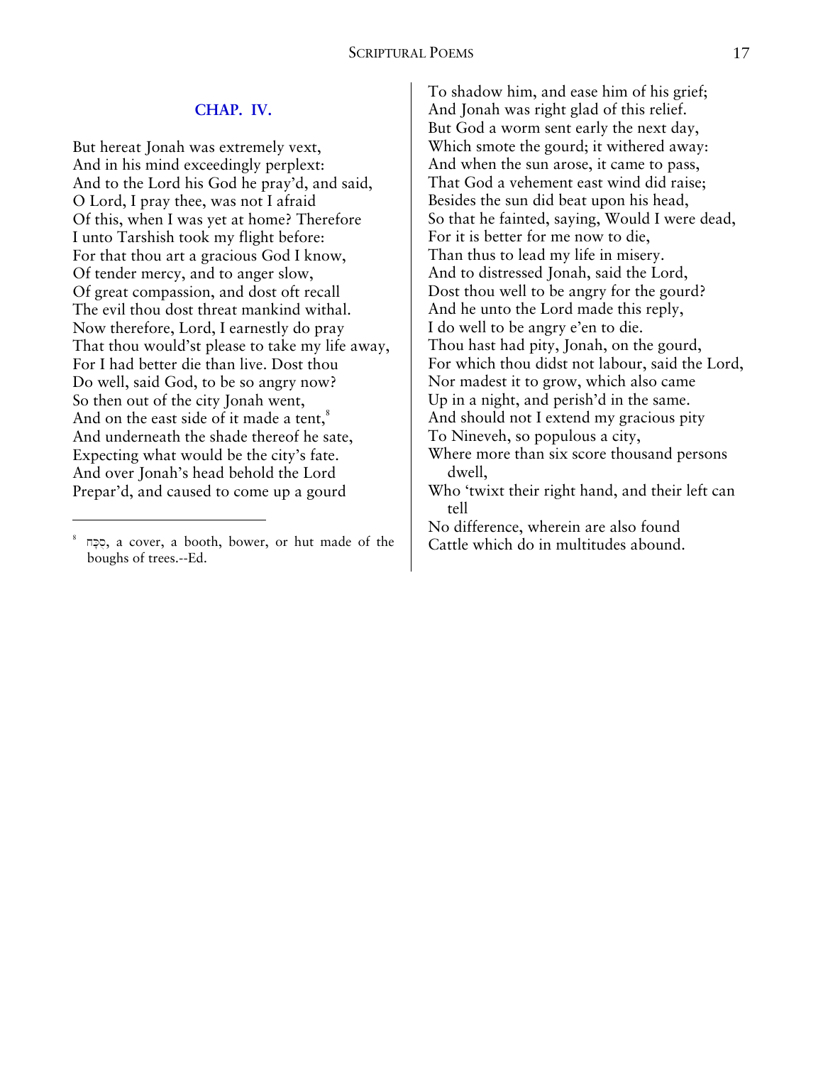## CHAP. IV.

But hereat Jonah was extremely vext,
And in his mind exceedingly perplext:
And to the Lord his God he pray'd, and said,
O Lord, I pray thee, was not I afraid
Of this, when I was yet at home? Therefore
I unto Tarshish took my flight before:
For that thou art a gracious God I know,
Of tender mercy, and to anger slow,
Of great compassion, and dost oft recall
The evil thou dost threat mankind withal.
Now therefore, Lord, I earnestly do pray
That thou would'st please to take my life away,
For I had better die than live. Dost thou
Do well, said God, to be so angry now?
So then out of the city Jonah went,
And on the east side of it made a tent,[8]
And underneath the shade thereof he sate,
Expecting what would be the city's fate.
And over Jonah's head behold the Lord
Prepar'd, and caused to come up a gourd
To shadow him, and ease him of his grief;
And Jonah was right glad of this relief.
But God a worm sent early the next day,
Which smote the gourd; it withered away:
And when the sun arose, it came to pass,
That God a vehement east wind did raise;
Besides the sun did beat upon his head,
So that he fainted, saying, Would I were dead,
For it is better for me now to die,
Than thus to lead my life in misery.
And to distressed Jonah, said the Lord,
Dost thou well to be angry for the gourd?
And he unto the Lord made this reply,
I do well to be angry e'en to die.
Thou hast had pity, Jonah, on the gourd,
For which thou didst not labour, said the Lord,
Nor madest it to grow, which also came
Up in a night, and perish'd in the same.
And should not I extend my gracious pity
To Nineveh, so populous a city,
Where more than six score thousand persons dwell,
Who 'twixt their right hand, and their left can tell
No difference, wherein are also found
Cattle which do in multitudes abound.

---

[8] סֻכָּה, a cover, a booth, bower, or hut made of the boughs of trees.--Ed.